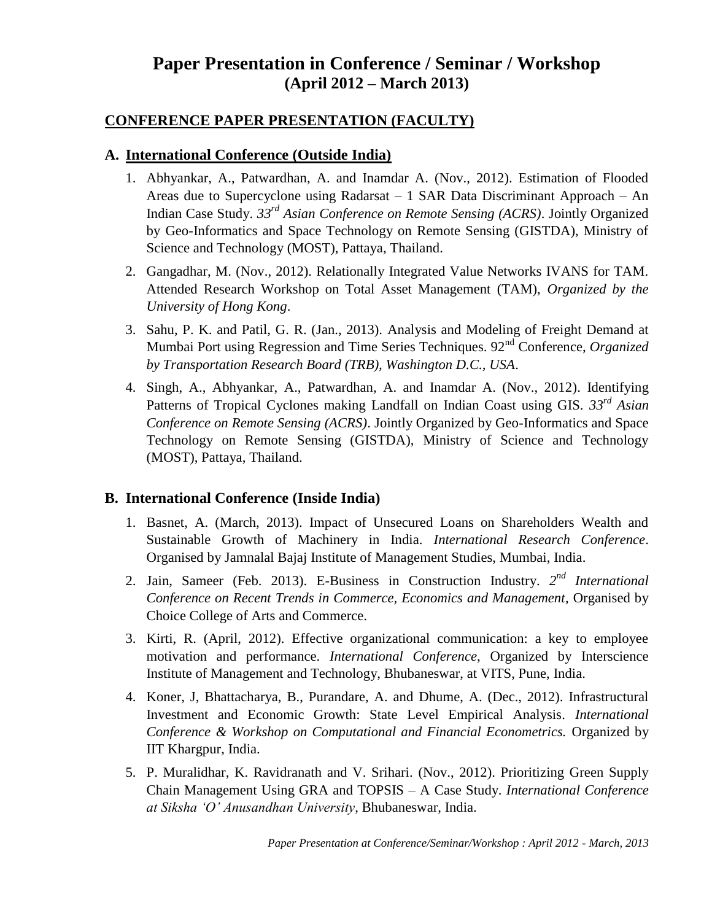# Paper Presentation in Conference / Seminar / Workshop
## (April 2012 – March 2013)

## CONFERENCE PAPER PRESENTATION (FACULTY)

### A. International Conference (Outside India)

1. Abhyankar, A., Patwardhan, A. and Inamdar A. (Nov., 2012). Estimation of Flooded Areas due to Supercyclone using Radarsat – 1 SAR Data Discriminant Approach – An Indian Case Study. *33rd Asian Conference on Remote Sensing (ACRS)*. Jointly Organized by Geo-Informatics and Space Technology on Remote Sensing (GISTDA), Ministry of Science and Technology (MOST), Pattaya, Thailand.
2. Gangadhar, M. (Nov., 2012). Relationally Integrated Value Networks IVANS for TAM. Attended Research Workshop on Total Asset Management (TAM), *Organized by the University of Hong Kong*.
3. Sahu, P. K. and Patil, G. R. (Jan., 2013). Analysis and Modeling of Freight Demand at Mumbai Port using Regression and Time Series Techniques. 92nd Conference, *Organized by Transportation Research Board (TRB), Washington D.C., USA*.
4. Singh, A., Abhyankar, A., Patwardhan, A. and Inamdar A. (Nov., 2012). Identifying Patterns of Tropical Cyclones making Landfall on Indian Coast using GIS. *33rd Asian Conference on Remote Sensing (ACRS)*. Jointly Organized by Geo-Informatics and Space Technology on Remote Sensing (GISTDA), Ministry of Science and Technology (MOST), Pattaya, Thailand.

### B. International Conference (Inside India)

1. Basnet, A. (March, 2013). Impact of Unsecured Loans on Shareholders Wealth and Sustainable Growth of Machinery in India. *International Research Conference*. Organised by Jamnalal Bajaj Institute of Management Studies, Mumbai, India.
2. Jain, Sameer (Feb. 2013). E-Business in Construction Industry. *2nd International Conference on Recent Trends in Commerce, Economics and Management*, Organised by Choice College of Arts and Commerce.
3. Kirti, R. (April, 2012). Effective organizational communication: a key to employee motivation and performance. *International Conference*, Organized by Interscience Institute of Management and Technology, Bhubaneswar, at VITS, Pune, India.
4. Koner, J, Bhattacharya, B., Purandare, A. and Dhume, A. (Dec., 2012). Infrastructural Investment and Economic Growth: State Level Empirical Analysis. *International Conference & Workshop on Computational and Financial Econometrics.* Organized by IIT Khargpur, India.
5. P. Muralidhar, K. Ravidranath and V. Srihari. (Nov., 2012). Prioritizing Green Supply Chain Management Using GRA and TOPSIS – A Case Study. *International Conference at Siksha 'O' Anusandhan University*, Bhubaneswar, India.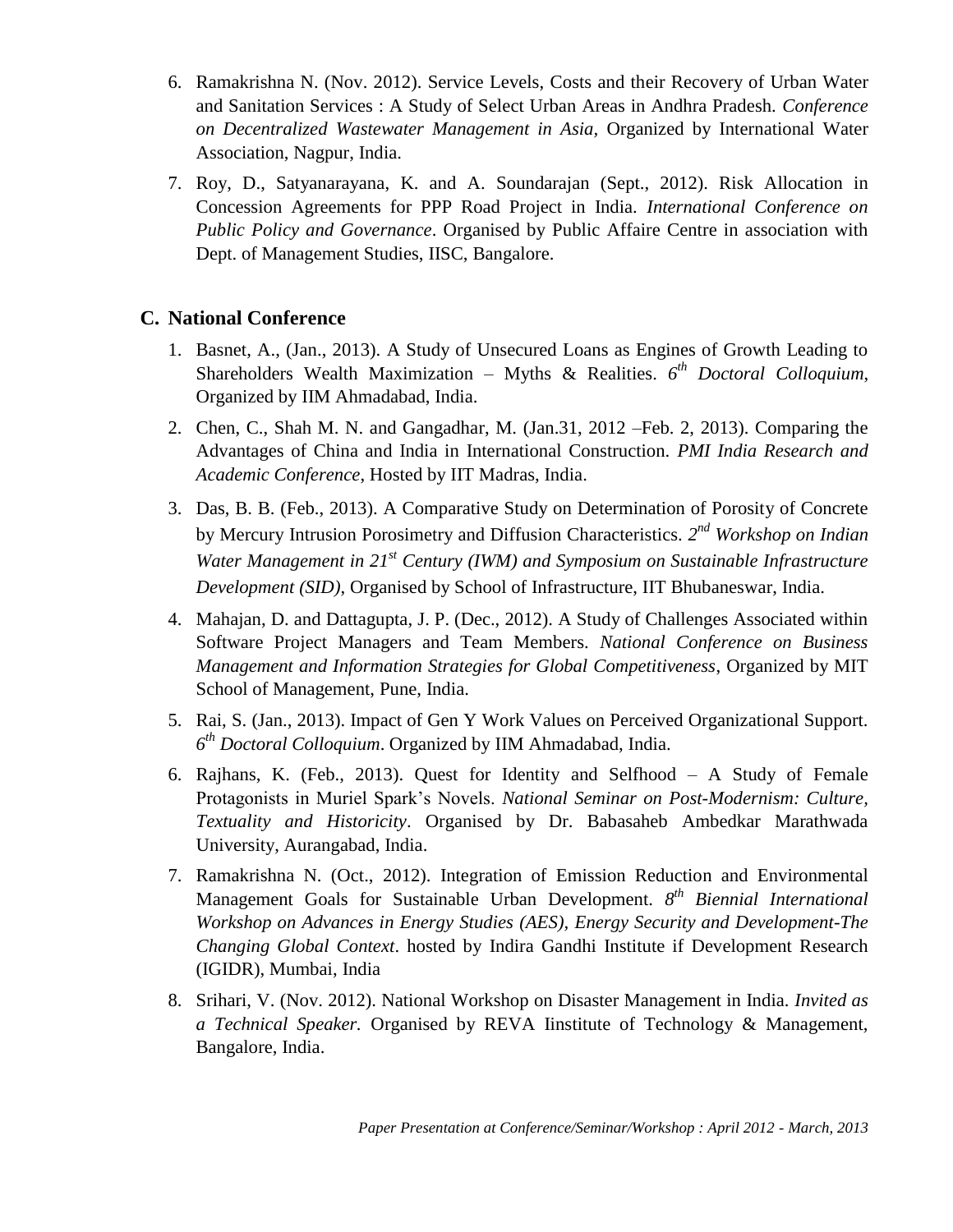6. Ramakrishna N. (Nov. 2012). Service Levels, Costs and their Recovery of Urban Water and Sanitation Services : A Study of Select Urban Areas in Andhra Pradesh. *Conference on Decentralized Wastewater Management in Asia,* Organized by International Water Association, Nagpur, India.
7. Roy, D., Satyanarayana, K. and A. Soundarajan (Sept., 2012). Risk Allocation in Concession Agreements for PPP Road Project in India. *International Conference on Public Policy and Governance*. Organised by Public Affaire Centre in association with Dept. of Management Studies, IISC, Bangalore.

## C. National Conference

1. Basnet, A., (Jan., 2013). A Study of Unsecured Loans as Engines of Growth Leading to Shareholders Wealth Maximization – Myths & Realities. *6th Doctoral Colloquium*, Organized by IIM Ahmadabad, India.
2. Chen, C., Shah M. N. and Gangadhar, M. (Jan.31, 2012 –Feb. 2, 2013). Comparing the Advantages of China and India in International Construction. *PMI India Research and Academic Conference*, Hosted by IIT Madras, India.
3. Das, B. B. (Feb., 2013). A Comparative Study on Determination of Porosity of Concrete by Mercury Intrusion Porosimetry and Diffusion Characteristics. *2nd Workshop on Indian Water Management in 21st Century (IWM) and Symposium on Sustainable Infrastructure Development (SID)*, Organised by School of Infrastructure, IIT Bhubaneswar, India.
4. Mahajan, D. and Dattagupta, J. P. (Dec., 2012). A Study of Challenges Associated within Software Project Managers and Team Members. *National Conference on Business Management and Information Strategies for Global Competitiveness*, Organized by MIT School of Management, Pune, India.
5. Rai, S. (Jan., 2013). Impact of Gen Y Work Values on Perceived Organizational Support. *6th Doctoral Colloquium*. Organized by IIM Ahmadabad, India.
6. Rajhans, K. (Feb., 2013). Quest for Identity and Selfhood – A Study of Female Protagonists in Muriel Spark's Novels. *National Seminar on Post-Modernism: Culture, Textuality and Historicity*. Organised by Dr. Babasaheb Ambedkar Marathwada University, Aurangabad, India.
7. Ramakrishna N. (Oct., 2012). Integration of Emission Reduction and Environmental Management Goals for Sustainable Urban Development. *8th Biennial International Workshop on Advances in Energy Studies (AES), Energy Security and Development-The Changing Global Context*. hosted by Indira Gandhi Institute if Development Research (IGIDR), Mumbai, India
8. Srihari, V. (Nov. 2012). National Workshop on Disaster Management in India. *Invited as a Technical Speaker.* Organised by REVA Iinstitute of Technology & Management, Bangalore, India.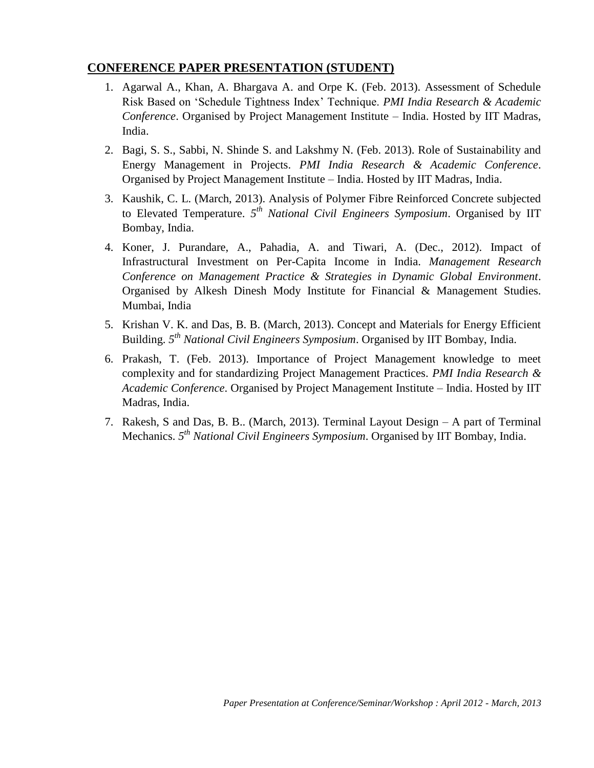## CONFERENCE PAPER PRESENTATION (STUDENT)

1. Agarwal A., Khan, A. Bhargava A. and Orpe K. (Feb. 2013). Assessment of Schedule Risk Based on 'Schedule Tightness Index' Technique. *PMI India Research & Academic Conference*. Organised by Project Management Institute – India. Hosted by IIT Madras, India.
2. Bagi, S. S., Sabbi, N. Shinde S. and Lakshmy N. (Feb. 2013). Role of Sustainability and Energy Management in Projects. *PMI India Research & Academic Conference*. Organised by Project Management Institute – India. Hosted by IIT Madras, India.
3. Kaushik, C. L. (March, 2013). Analysis of Polymer Fibre Reinforced Concrete subjected to Elevated Temperature. *5th National Civil Engineers Symposium*. Organised by IIT Bombay, India.
4. Koner, J. Purandare, A., Pahadia, A. and Tiwari, A. (Dec., 2012). Impact of Infrastructural Investment on Per-Capita Income in India. *Management Research Conference on Management Practice & Strategies in Dynamic Global Environment*. Organised by Alkesh Dinesh Mody Institute for Financial & Management Studies. Mumbai, India
5. Krishan V. K. and Das, B. B. (March, 2013). Concept and Materials for Energy Efficient Building. *5th National Civil Engineers Symposium*. Organised by IIT Bombay, India.
6. Prakash, T. (Feb. 2013). Importance of Project Management knowledge to meet complexity and for standardizing Project Management Practices. *PMI India Research & Academic Conference*. Organised by Project Management Institute – India. Hosted by IIT Madras, India.
7. Rakesh, S and Das, B. B.. (March, 2013). Terminal Layout Design – A part of Terminal Mechanics. *5th National Civil Engineers Symposium*. Organised by IIT Bombay, India.